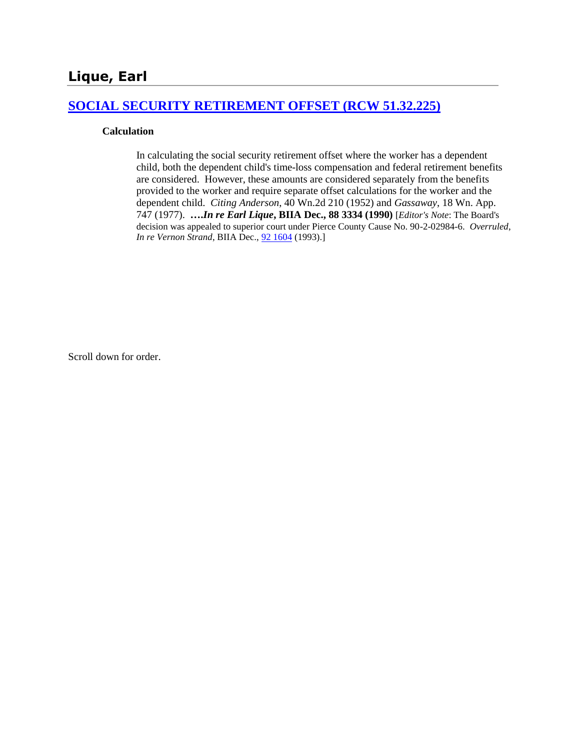# Lique, Earl

## SOCIAL SECURITY RETIREMENT OFFSET (RCW 51.32.225)

### Calculation

In calculating the social security retirement offset where the worker has a dependent child, both the dependent child's time-loss compensation and federal retirement benefits are considered. However, these amounts are considered separately from the benefits provided to the worker and require separate offset calculations for the worker and the dependent child. *Citing Anderson*, 40 Wn.2d 210 (1952) and *Gassaway*, 18 Wn. App. 747 (1977). **….*In re Earl Lique*, BIIA Dec., 88 3334 (1990)** [*Editor's Note*: The Board's decision was appealed to superior court under Pierce County Cause No. 90-2-02984-6. *Overruled*, *In re Vernon Strand*, BIIA Dec., 92 1604 (1993).]

Scroll down for order.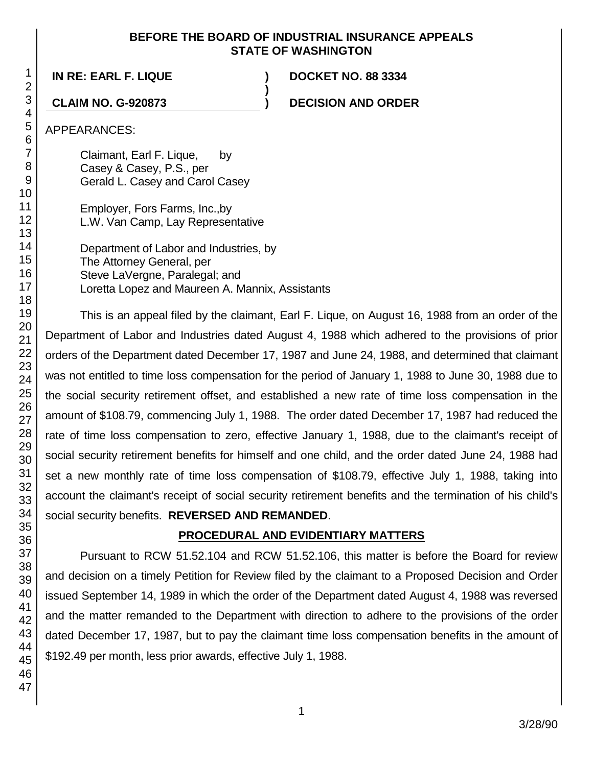**BEFORE THE BOARD OF INDUSTRIAL INSURANCE APPEALS**
**STATE OF WASHINGTON**

**IN RE: EARL F. LIQUE** ) **DOCKET NO. 88 3334**
)
**CLAIM NO. G-920873** ) **DECISION AND ORDER**

APPEARANCES:

Claimant, Earl F. Lique, by
Casey & Casey, P.S., per
Gerald L. Casey and Carol Casey

Employer, Fors Farms, Inc.,by
L.W. Van Camp, Lay Representative

Department of Labor and Industries, by
The Attorney General, per
Steve LaVergne, Paralegal; and
Loretta Lopez and Maureen A. Mannix, Assistants

This is an appeal filed by the claimant, Earl F. Lique, on August 16, 1988 from an order of the Department of Labor and Industries dated August 4, 1988 which adhered to the provisions of prior orders of the Department dated December 17, 1987 and June 24, 1988, and determined that claimant was not entitled to time loss compensation for the period of January 1, 1988 to June 30, 1988 due to the social security retirement offset, and established a new rate of time loss compensation in the amount of $108.79, commencing July 1, 1988. The order dated December 17, 1987 had reduced the rate of time loss compensation to zero, effective January 1, 1988, due to the claimant's receipt of social security retirement benefits for himself and one child, and the order dated June 24, 1988 had set a new monthly rate of time loss compensation of $108.79, effective July 1, 1988, taking into account the claimant's receipt of social security retirement benefits and the termination of his child's social security benefits. **REVERSED AND REMANDED**.

## PROCEDURAL AND EVIDENTIARY MATTERS

Pursuant to RCW 51.52.104 and RCW 51.52.106, this matter is before the Board for review and decision on a timely Petition for Review filed by the claimant to a Proposed Decision and Order issued September 14, 1989 in which the order of the Department dated August 4, 1988 was reversed and the matter remanded to the Department with direction to adhere to the provisions of the order dated December 17, 1987, but to pay the claimant time loss compensation benefits in the amount of $192.49 per month, less prior awards, effective July 1, 1988.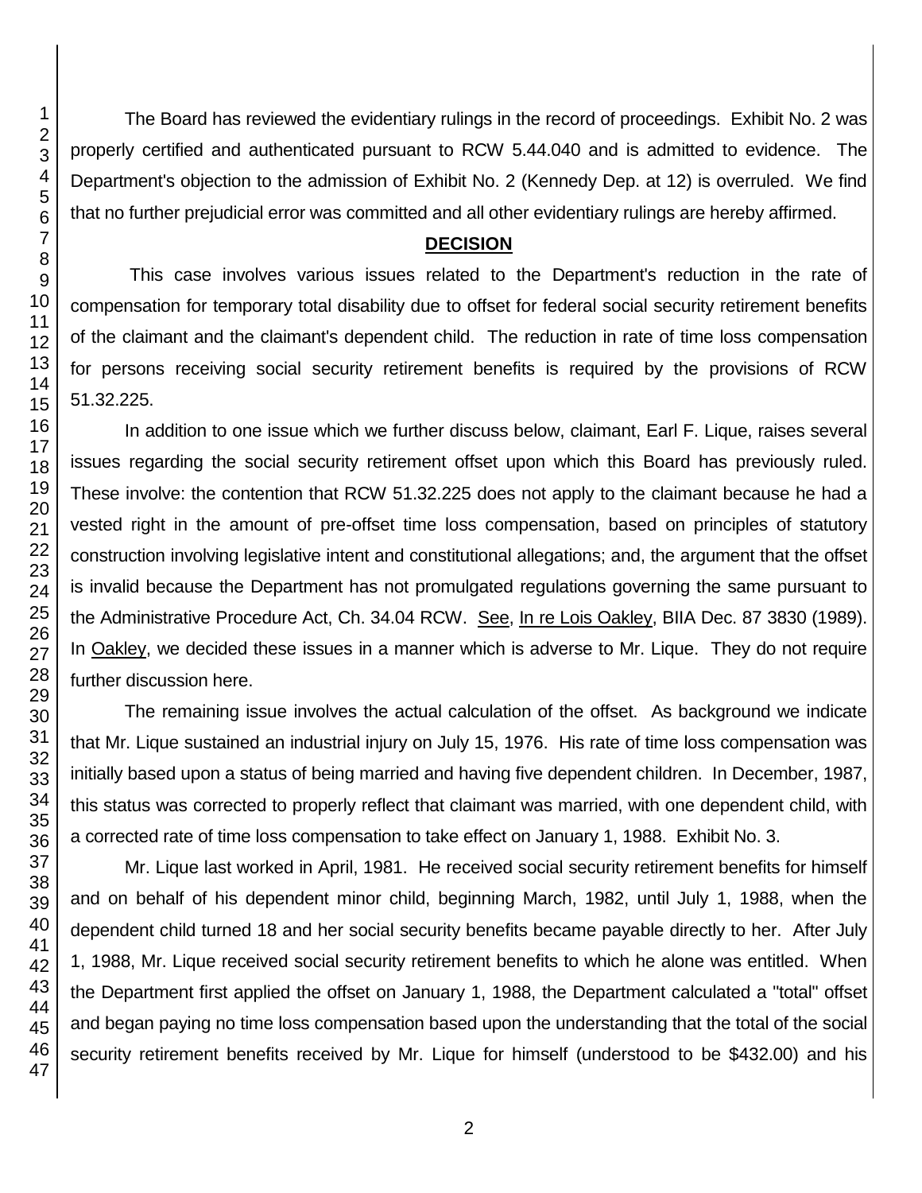The Board has reviewed the evidentiary rulings in the record of proceedings. Exhibit No. 2 was properly certified and authenticated pursuant to RCW 5.44.040 and is admitted to evidence. The Department's objection to the admission of Exhibit No. 2 (Kennedy Dep. at 12) is overruled. We find that no further prejudicial error was committed and all other evidentiary rulings are hereby affirmed.

## DECISION

This case involves various issues related to the Department's reduction in the rate of compensation for temporary total disability due to offset for federal social security retirement benefits of the claimant and the claimant's dependent child. The reduction in rate of time loss compensation for persons receiving social security retirement benefits is required by the provisions of RCW 51.32.225.

In addition to one issue which we further discuss below, claimant, Earl F. Lique, raises several issues regarding the social security retirement offset upon which this Board has previously ruled. These involve: the contention that RCW 51.32.225 does not apply to the claimant because he had a vested right in the amount of pre-offset time loss compensation, based on principles of statutory construction involving legislative intent and constitutional allegations; and, the argument that the offset is invalid because the Department has not promulgated regulations governing the same pursuant to the Administrative Procedure Act, Ch. 34.04 RCW. See, In re Lois Oakley, BIIA Dec. 87 3830 (1989). In Oakley, we decided these issues in a manner which is adverse to Mr. Lique. They do not require further discussion here.

The remaining issue involves the actual calculation of the offset. As background we indicate that Mr. Lique sustained an industrial injury on July 15, 1976. His rate of time loss compensation was initially based upon a status of being married and having five dependent children. In December, 1987, this status was corrected to properly reflect that claimant was married, with one dependent child, with a corrected rate of time loss compensation to take effect on January 1, 1988. Exhibit No. 3.

Mr. Lique last worked in April, 1981. He received social security retirement benefits for himself and on behalf of his dependent minor child, beginning March, 1982, until July 1, 1988, when the dependent child turned 18 and her social security benefits became payable directly to her. After July 1, 1988, Mr. Lique received social security retirement benefits to which he alone was entitled. When the Department first applied the offset on January 1, 1988, the Department calculated a "total" offset and began paying no time loss compensation based upon the understanding that the total of the social security retirement benefits received by Mr. Lique for himself (understood to be $432.00) and his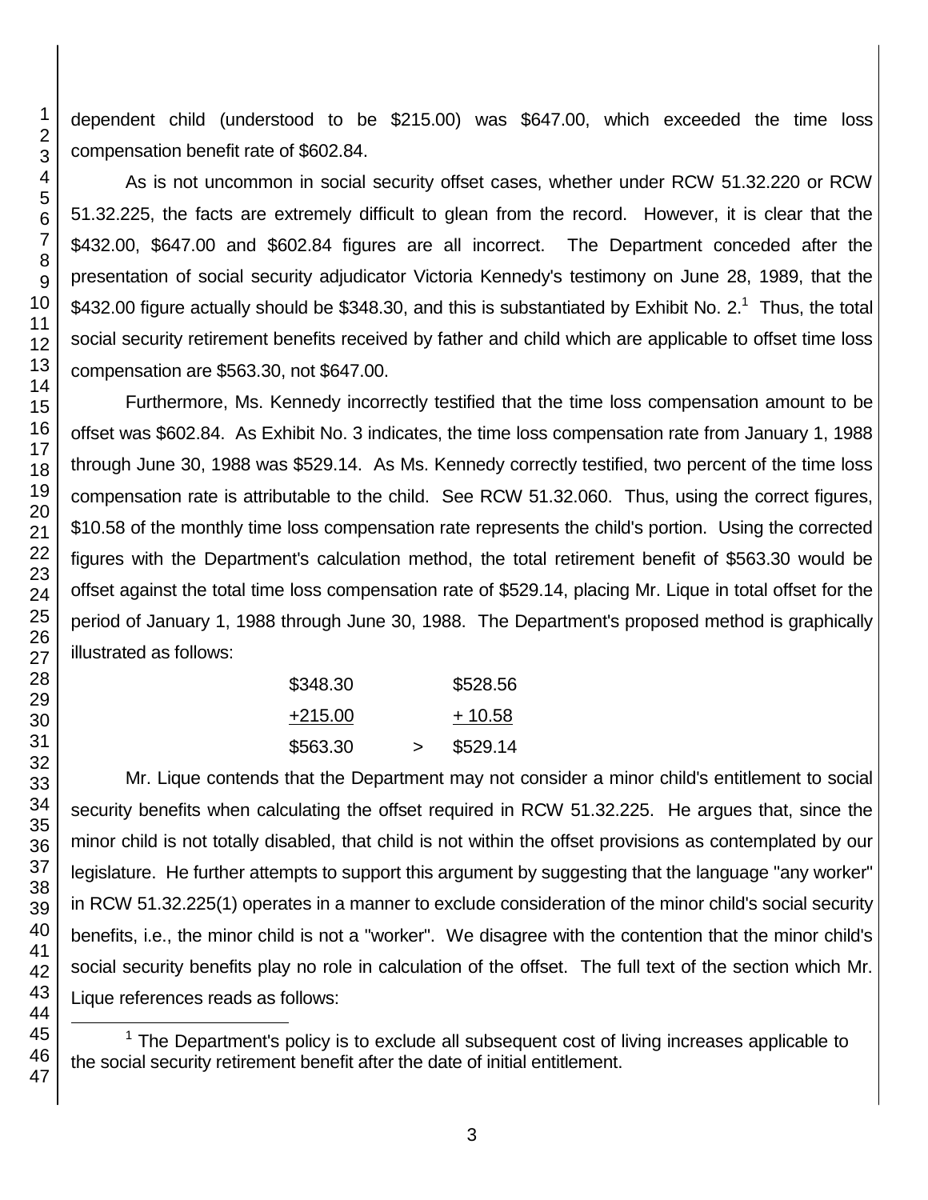dependent child (understood to be $215.00) was $647.00, which exceeded the time loss compensation benefit rate of $602.84.

As is not uncommon in social security offset cases, whether under RCW 51.32.220 or RCW 51.32.225, the facts are extremely difficult to glean from the record. However, it is clear that the $432.00, $647.00 and $602.84 figures are all incorrect. The Department conceded after the presentation of social security adjudicator Victoria Kennedy's testimony on June 28, 1989, that the $432.00 figure actually should be $348.30, and this is substantiated by Exhibit No. 2.[1] Thus, the total social security retirement benefits received by father and child which are applicable to offset time loss compensation are $563.30, not $647.00.

Furthermore, Ms. Kennedy incorrectly testified that the time loss compensation amount to be offset was $602.84. As Exhibit No. 3 indicates, the time loss compensation rate from January 1, 1988 through June 30, 1988 was $529.14. As Ms. Kennedy correctly testified, two percent of the time loss compensation rate is attributable to the child. See RCW 51.32.060. Thus, using the correct figures, $10.58 of the monthly time loss compensation rate represents the child's portion. Using the corrected figures with the Department's calculation method, the total retirement benefit of $563.30 would be offset against the total time loss compensation rate of $529.14, placing Mr. Lique in total offset for the period of January 1, 1988 through June 30, 1988. The Department's proposed method is graphically illustrated as follows:

```
$348.30          $528.56
+215.00          + 10.58
$563.30    >     $529.14
```

Mr. Lique contends that the Department may not consider a minor child's entitlement to social security benefits when calculating the offset required in RCW 51.32.225. He argues that, since the minor child is not totally disabled, that child is not within the offset provisions as contemplated by our legislature. He further attempts to support this argument by suggesting that the language "any worker" in RCW 51.32.225(1) operates in a manner to exclude consideration of the minor child's social security benefits, i.e., the minor child is not a "worker". We disagree with the contention that the minor child's social security benefits play no role in calculation of the offset. The full text of the section which Mr. Lique references reads as follows:

[1] The Department's policy is to exclude all subsequent cost of living increases applicable to the social security retirement benefit after the date of initial entitlement.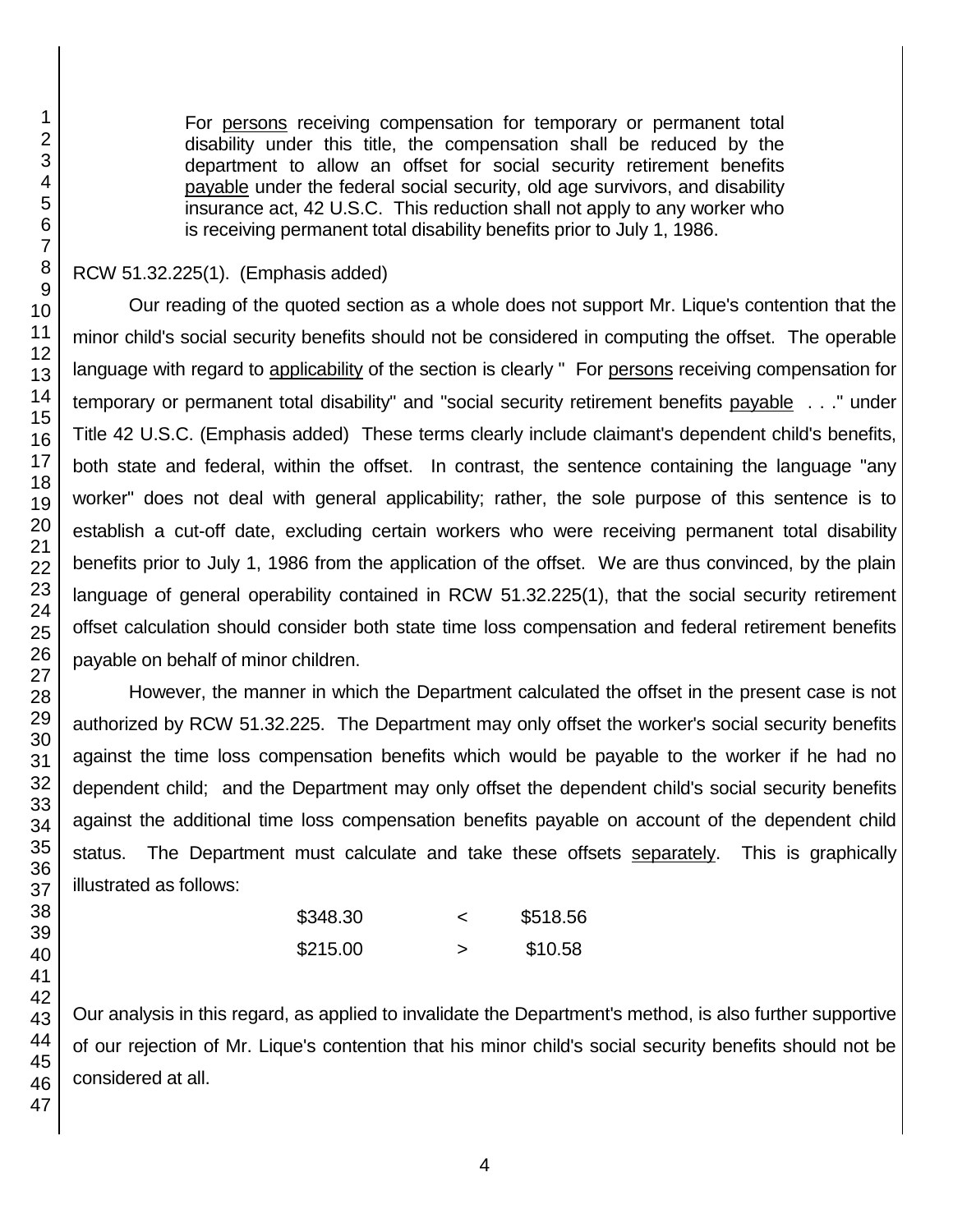For <u>persons</u> receiving compensation for temporary or permanent total disability under this title, the compensation shall be reduced by the department to allow an offset for social security retirement benefits <u>payable</u> under the federal social security, old age survivors, and disability insurance act, 42 U.S.C. This reduction shall not apply to any worker who is receiving permanent total disability benefits prior to July 1, 1986.

RCW 51.32.225(1). (Emphasis added)

Our reading of the quoted section as a whole does not support Mr. Lique's contention that the minor child's social security benefits should not be considered in computing the offset. The operable language with regard to <u>applicability</u> of the section is clearly " For <u>persons</u> receiving compensation for temporary or permanent total disability" and "social security retirement benefits <u>payable</u> . . ." under Title 42 U.S.C. (Emphasis added) These terms clearly include claimant's dependent child's benefits, both state and federal, within the offset. In contrast, the sentence containing the language "any worker" does not deal with general applicability; rather, the sole purpose of this sentence is to establish a cut-off date, excluding certain workers who were receiving permanent total disability benefits prior to July 1, 1986 from the application of the offset. We are thus convinced, by the plain language of general operability contained in RCW 51.32.225(1), that the social security retirement offset calculation should consider both state time loss compensation and federal retirement benefits payable on behalf of minor children.

However, the manner in which the Department calculated the offset in the present case is not authorized by RCW 51.32.225. The Department may only offset the worker's social security benefits against the time loss compensation benefits which would be payable to the worker if he had no dependent child; and the Department may only offset the dependent child's social security benefits against the additional time loss compensation benefits payable on account of the dependent child status. The Department must calculate and take these offsets <u>separately</u>. This is graphically illustrated as follows:

| | | |
|---|---|---|
| $348.30 | < | $518.56 |
| $215.00 | > | $10.58 |

Our analysis in this regard, as applied to invalidate the Department's method, is also further supportive of our rejection of Mr. Lique's contention that his minor child's social security benefits should not be considered at all.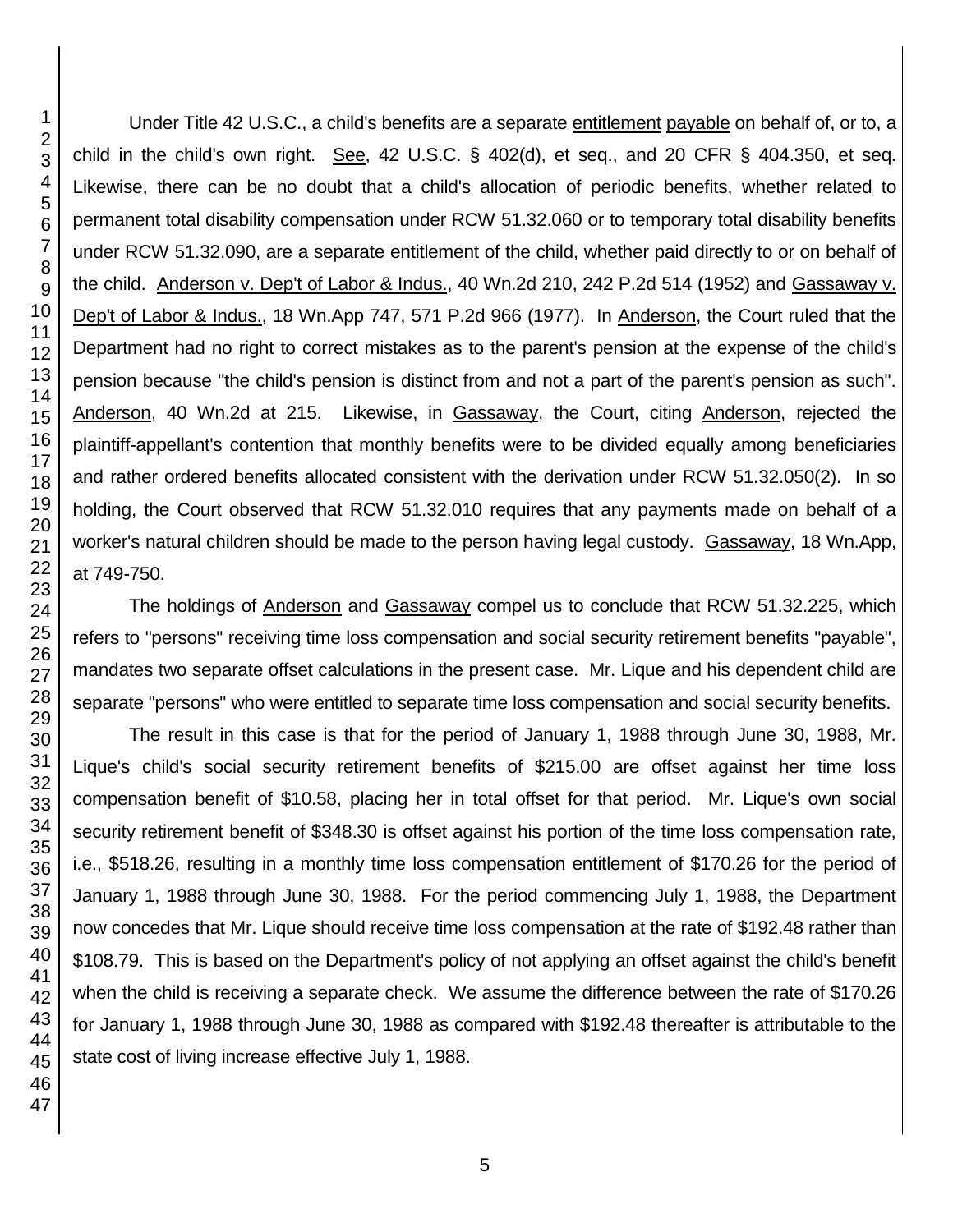Under Title 42 U.S.C., a child's benefits are a separate entitlement payable on behalf of, or to, a child in the child's own right. See, 42 U.S.C. § 402(d), et seq., and 20 CFR § 404.350, et seq. Likewise, there can be no doubt that a child's allocation of periodic benefits, whether related to permanent total disability compensation under RCW 51.32.060 or to temporary total disability benefits under RCW 51.32.090, are a separate entitlement of the child, whether paid directly to or on behalf of the child. Anderson v. Dep't of Labor & Indus., 40 Wn.2d 210, 242 P.2d 514 (1952) and Gassaway v. Dep't of Labor & Indus., 18 Wn.App 747, 571 P.2d 966 (1977). In Anderson, the Court ruled that the Department had no right to correct mistakes as to the parent's pension at the expense of the child's pension because "the child's pension is distinct from and not a part of the parent's pension as such". Anderson, 40 Wn.2d at 215. Likewise, in Gassaway, the Court, citing Anderson, rejected the plaintiff-appellant's contention that monthly benefits were to be divided equally among beneficiaries and rather ordered benefits allocated consistent with the derivation under RCW 51.32.050(2). In so holding, the Court observed that RCW 51.32.010 requires that any payments made on behalf of a worker's natural children should be made to the person having legal custody. Gassaway, 18 Wn.App, at 749-750.

The holdings of Anderson and Gassaway compel us to conclude that RCW 51.32.225, which refers to "persons" receiving time loss compensation and social security retirement benefits "payable", mandates two separate offset calculations in the present case. Mr. Lique and his dependent child are separate "persons" who were entitled to separate time loss compensation and social security benefits.

The result in this case is that for the period of January 1, 1988 through June 30, 1988, Mr. Lique's child's social security retirement benefits of $215.00 are offset against her time loss compensation benefit of $10.58, placing her in total offset for that period. Mr. Lique's own social security retirement benefit of $348.30 is offset against his portion of the time loss compensation rate, i.e., $518.26, resulting in a monthly time loss compensation entitlement of $170.26 for the period of January 1, 1988 through June 30, 1988. For the period commencing July 1, 1988, the Department now concedes that Mr. Lique should receive time loss compensation at the rate of $192.48 rather than $108.79. This is based on the Department's policy of not applying an offset against the child's benefit when the child is receiving a separate check. We assume the difference between the rate of $170.26 for January 1, 1988 through June 30, 1988 as compared with $192.48 thereafter is attributable to the state cost of living increase effective July 1, 1988.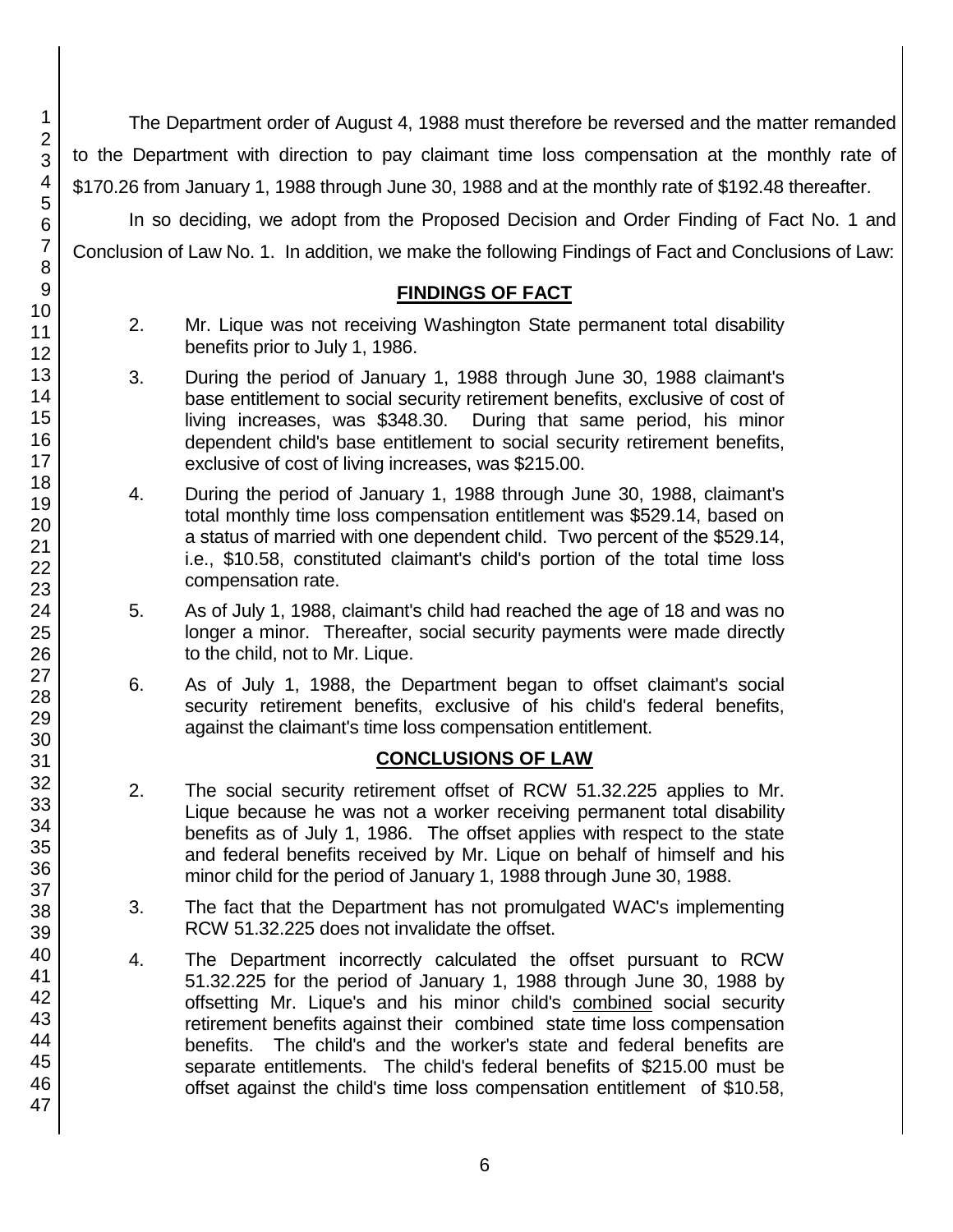The Department order of August 4, 1988 must therefore be reversed and the matter remanded to the Department with direction to pay claimant time loss compensation at the monthly rate of $170.26 from January 1, 1988 through June 30, 1988 and at the monthly rate of $192.48 thereafter.

In so deciding, we adopt from the Proposed Decision and Order Finding of Fact No. 1 and Conclusion of Law No. 1. In addition, we make the following Findings of Fact and Conclusions of Law:

## FINDINGS OF FACT

2. Mr. Lique was not receiving Washington State permanent total disability benefits prior to July 1, 1986.

3. During the period of January 1, 1988 through June 30, 1988 claimant's base entitlement to social security retirement benefits, exclusive of cost of living increases, was $348.30. During that same period, his minor dependent child's base entitlement to social security retirement benefits, exclusive of cost of living increases, was $215.00.

4. During the period of January 1, 1988 through June 30, 1988, claimant's total monthly time loss compensation entitlement was $529.14, based on a status of married with one dependent child. Two percent of the $529.14, i.e., $10.58, constituted claimant's child's portion of the total time loss compensation rate.

5. As of July 1, 1988, claimant's child had reached the age of 18 and was no longer a minor. Thereafter, social security payments were made directly to the child, not to Mr. Lique.

6. As of July 1, 1988, the Department began to offset claimant's social security retirement benefits, exclusive of his child's federal benefits, against the claimant's time loss compensation entitlement.

## CONCLUSIONS OF LAW

2. The social security retirement offset of RCW 51.32.225 applies to Mr. Lique because he was not a worker receiving permanent total disability benefits as of July 1, 1986. The offset applies with respect to the state and federal benefits received by Mr. Lique on behalf of himself and his minor child for the period of January 1, 1988 through June 30, 1988.

3. The fact that the Department has not promulgated WAC's implementing RCW 51.32.225 does not invalidate the offset.

4. The Department incorrectly calculated the offset pursuant to RCW 51.32.225 for the period of January 1, 1988 through June 30, 1988 by offsetting Mr. Lique's and his minor child's combined social security retirement benefits against their combined state time loss compensation benefits. The child's and the worker's state and federal benefits are separate entitlements. The child's federal benefits of $215.00 must be offset against the child's time loss compensation entitlement of $10.58,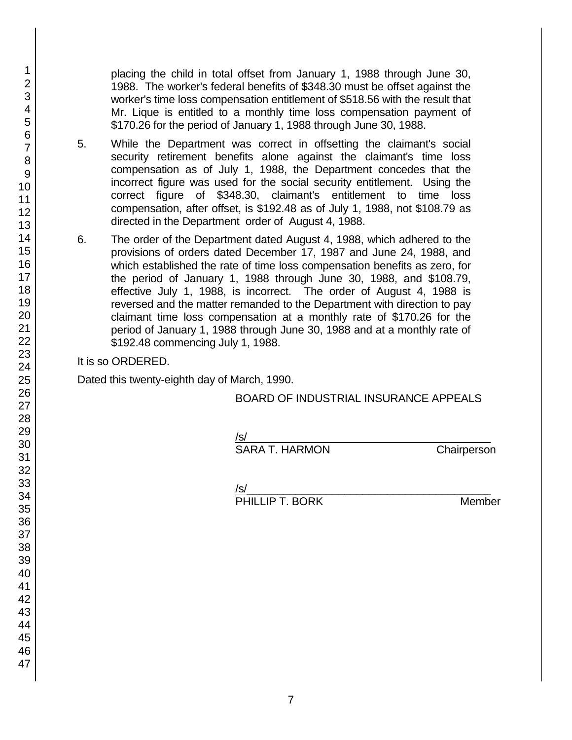placing the child in total offset from January 1, 1988 through June 30, 1988. The worker's federal benefits of $348.30 must be offset against the worker's time loss compensation entitlement of $518.56 with the result that Mr. Lique is entitled to a monthly time loss compensation payment of $170.26 for the period of January 1, 1988 through June 30, 1988.

5. While the Department was correct in offsetting the claimant's social security retirement benefits alone against the claimant's time loss compensation as of July 1, 1988, the Department concedes that the incorrect figure was used for the social security entitlement. Using the correct figure of $348.30, claimant's entitlement to time loss compensation, after offset, is $192.48 as of July 1, 1988, not $108.79 as directed in the Department order of August 4, 1988.

6. The order of the Department dated August 4, 1988, which adhered to the provisions of orders dated December 17, 1987 and June 24, 1988, and which established the rate of time loss compensation benefits as zero, for the period of January 1, 1988 through June 30, 1988, and $108.79, effective July 1, 1988, is incorrect. The order of August 4, 1988 is reversed and the matter remanded to the Department with direction to pay claimant time loss compensation at a monthly rate of $170.26 for the period of January 1, 1988 through June 30, 1988 and at a monthly rate of $192.48 commencing July 1, 1988.

It is so ORDERED.

Dated this twenty-eighth day of March, 1990.

BOARD OF INDUSTRIAL INSURANCE APPEALS

/s/
SARA T. HARMON — Chairperson

/s/
PHILLIP T. BORK — Member